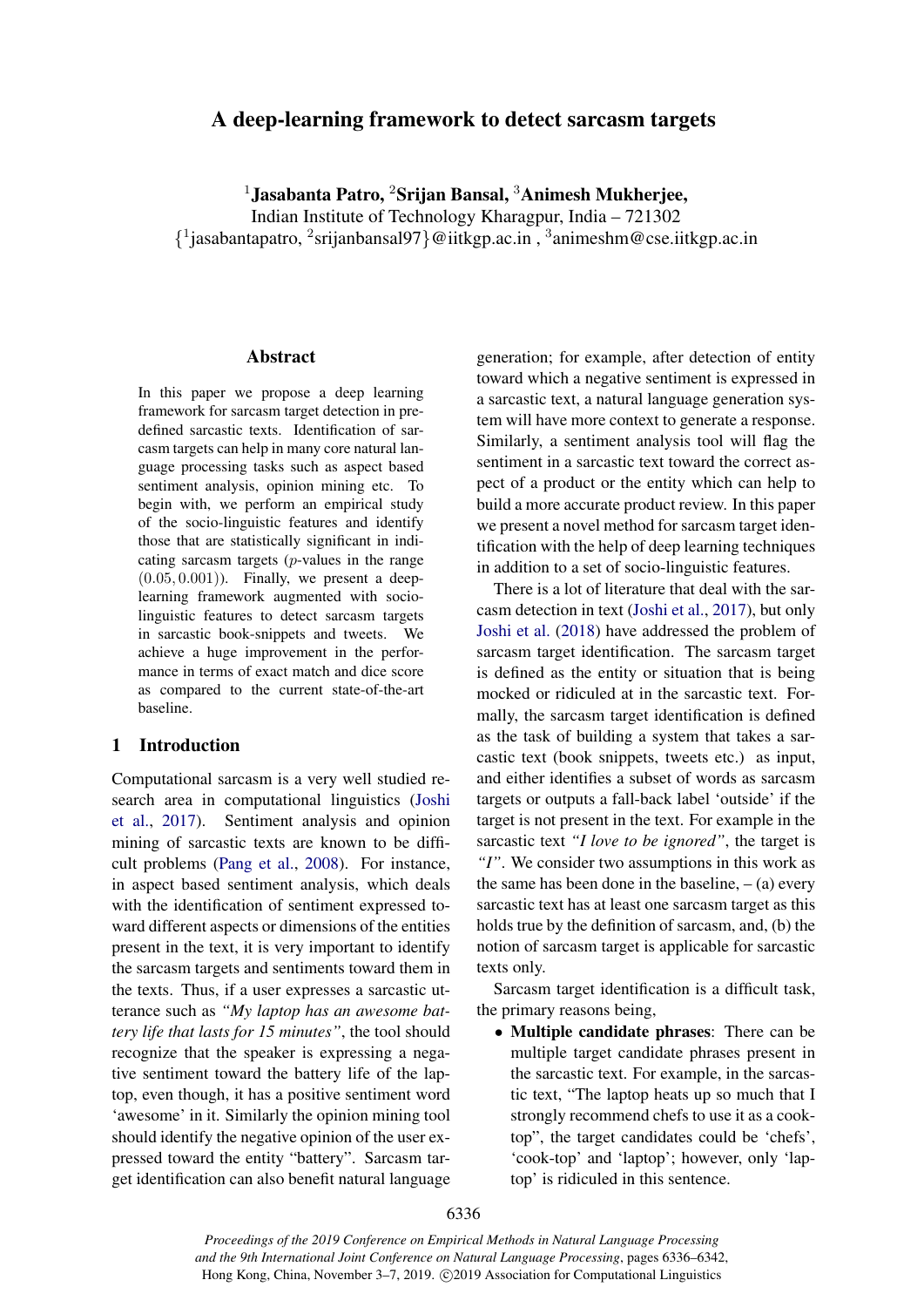# A deep-learning framework to detect sarcasm targets

[1]**Jasabanta Patro,** [2]**Srijan Bansal,** [3]**Animesh Mukherjee,**
Indian Institute of Technology Kharagpur, India – 721302
{[1]jasabantapatro, [2]srijanbansal97}@iitkgp.ac.in , [3]animeshm@cse.iitkgp.ac.in

## Abstract

In this paper we propose a deep learning framework for sarcasm target detection in predefined sarcastic texts. Identification of sarcasm targets can help in many core natural language processing tasks such as aspect based sentiment analysis, opinion mining etc. To begin with, we perform an empirical study of the socio-linguistic features and identify those that are statistically significant in indicating sarcasm targets ($p$-values in the range $(0.05, 0.001)$). Finally, we present a deep-learning framework augmented with socio-linguistic features to detect sarcasm targets in sarcastic book-snippets and tweets. We achieve a huge improvement in the performance in terms of exact match and dice score as compared to the current state-of-the-art baseline.

## 1 Introduction

Computational sarcasm is a very well studied research area in computational linguistics (Joshi et al., 2017). Sentiment analysis and opinion mining of sarcastic texts are known to be difficult problems (Pang et al., 2008). For instance, in aspect based sentiment analysis, which deals with the identification of sentiment expressed toward different aspects or dimensions of the entities present in the text, it is very important to identify the sarcasm targets and sentiments toward them in the texts. Thus, if a user expresses a sarcastic utterance such as *"My laptop has an awesome battery life that lasts for 15 minutes"*, the tool should recognize that the speaker is expressing a negative sentiment toward the battery life of the laptop, even though, it has a positive sentiment word 'awesome' in it. Similarly the opinion mining tool should identify the negative opinion of the user expressed toward the entity "battery". Sarcasm target identification can also benefit natural language generation; for example, after detection of entity toward which a negative sentiment is expressed in a sarcastic text, a natural language generation system will have more context to generate a response. Similarly, a sentiment analysis tool will flag the sentiment in a sarcastic text toward the correct aspect of a product or the entity which can help to build a more accurate product review. In this paper we present a novel method for sarcasm target identification with the help of deep learning techniques in addition to a set of socio-linguistic features.

There is a lot of literature that deal with the sarcasm detection in text (Joshi et al., 2017), but only Joshi et al. (2018) have addressed the problem of sarcasm target identification. The sarcasm target is defined as the entity or situation that is being mocked or ridiculed at in the sarcastic text. Formally, the sarcasm target identification is defined as the task of building a system that takes a sarcastic text (book snippets, tweets etc.) as input, and either identifies a subset of words as sarcasm targets or outputs a fall-back label 'outside' if the target is not present in the text. For example in the sarcastic text *"I love to be ignored"*, the target is *"I"*. We consider two assumptions in this work as the same has been done in the baseline, – (a) every sarcastic text has at least one sarcasm target as this holds true by the definition of sarcasm, and, (b) the notion of sarcasm target is applicable for sarcastic texts only.

Sarcasm target identification is a difficult task, the primary reasons being,

- **Multiple candidate phrases**: There can be multiple target candidate phrases present in the sarcastic text. For example, in the sarcastic text, "The laptop heats up so much that I strongly recommend chefs to use it as a cook-top", the target candidates could be 'chefs', 'cook-top' and 'laptop'; however, only 'laptop' is ridiculed in this sentence.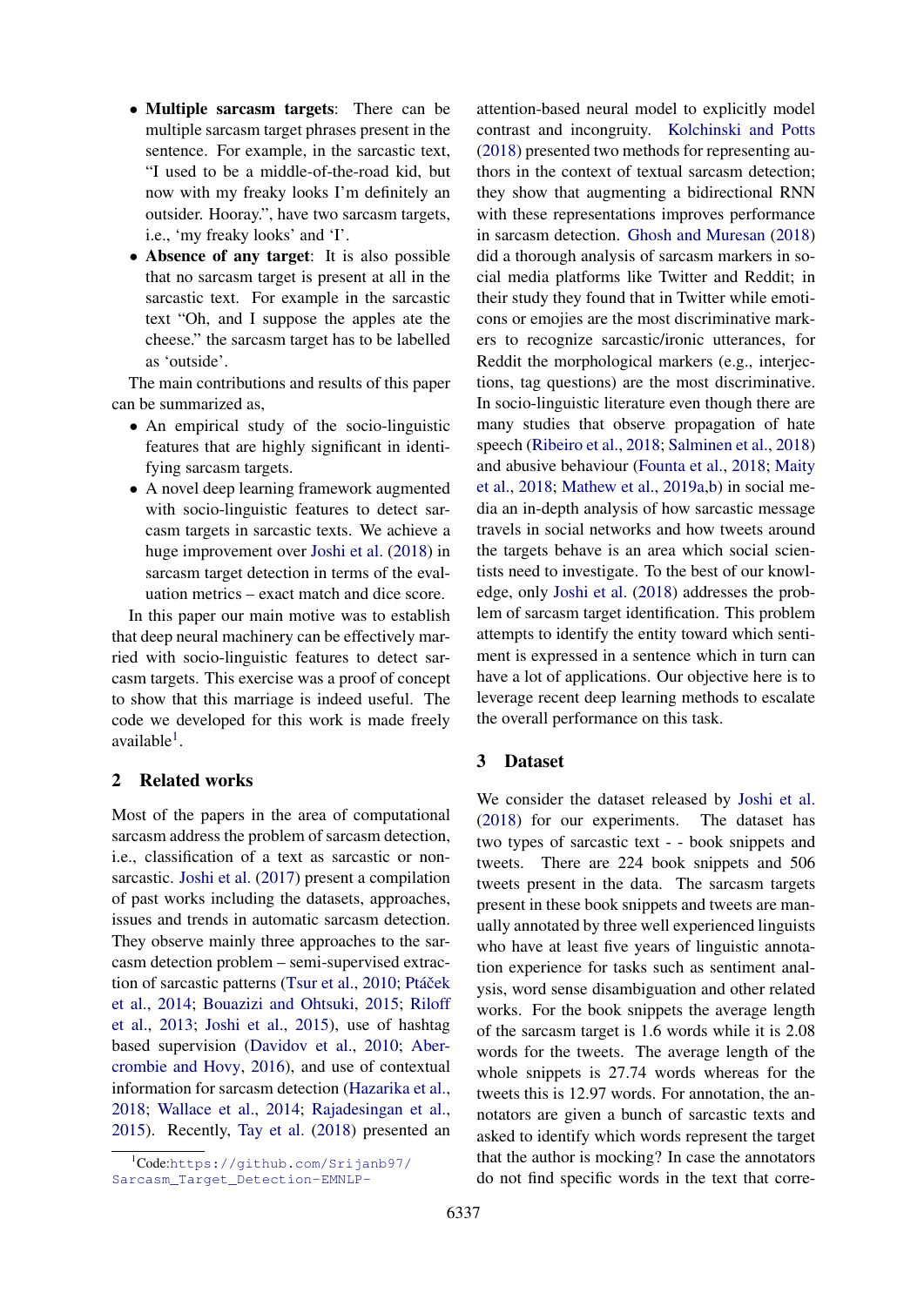- **Multiple sarcasm targets**: There can be multiple sarcasm target phrases present in the sentence. For example, in the sarcastic text, "I used to be a middle-of-the-road kid, but now with my freaky looks I'm definitely an outsider. Hooray.", have two sarcasm targets, i.e., 'my freaky looks' and 'I'.
- **Absence of any target**: It is also possible that no sarcasm target is present at all in the sarcastic text. For example in the sarcastic text "Oh, and I suppose the apples ate the cheese." the sarcasm target has to be labelled as 'outside'.

The main contributions and results of this paper can be summarized as,

- An empirical study of the socio-linguistic features that are highly significant in identifying sarcasm targets.
- A novel deep learning framework augmented with socio-linguistic features to detect sarcasm targets in sarcastic texts. We achieve a huge improvement over Joshi et al. (2018) in sarcasm target detection in terms of the evaluation metrics – exact match and dice score.

In this paper our main motive was to establish that deep neural machinery can be effectively married with socio-linguistic features to detect sarcasm targets. This exercise was a proof of concept to show that this marriage is indeed useful. The code we developed for this work is made freely available[1].

## 2 Related works

Most of the papers in the area of computational sarcasm address the problem of sarcasm detection, i.e., classification of a text as sarcastic or non-sarcastic. Joshi et al. (2017) present a compilation of past works including the datasets, approaches, issues and trends in automatic sarcasm detection. They observe mainly three approaches to the sarcasm detection problem – semi-supervised extraction of sarcastic patterns (Tsur et al., 2010; Ptáček et al., 2014; Bouazizi and Ohtsuki, 2015; Riloff et al., 2013; Joshi et al., 2015), use of hashtag based supervision (Davidov et al., 2010; Abercrombie and Hovy, 2016), and use of contextual information for sarcasm detection (Hazarika et al., 2018; Wallace et al., 2014; Rajadesingan et al., 2015). Recently, Tay et al. (2018) presented an attention-based neural model to explicitly model contrast and incongruity. Kolchinski and Potts (2018) presented two methods for representing authors in the context of textual sarcasm detection; they show that augmenting a bidirectional RNN with these representations improves performance in sarcasm detection. Ghosh and Muresan (2018) did a thorough analysis of sarcasm markers in social media platforms like Twitter and Reddit; in their study they found that in Twitter while emoticons or emojies are the most discriminative markers to recognize sarcastic/ironic utterances, for Reddit the morphological markers (e.g., interjections, tag questions) are the most discriminative. In socio-linguistic literature even though there are many studies that observe propagation of hate speech (Ribeiro et al., 2018; Salminen et al., 2018) and abusive behaviour (Founta et al., 2018; Maity et al., 2018; Mathew et al., 2019a,b) in social media an in-depth analysis of how sarcastic message travels in social networks and how tweets around the targets behave is an area which social scientists need to investigate. To the best of our knowledge, only Joshi et al. (2018) addresses the problem of sarcasm target identification. This problem attempts to identify the entity toward which sentiment is expressed in a sentence which in turn can have a lot of applications. Our objective here is to leverage recent deep learning methods to escalate the overall performance on this task.

## 3 Dataset

We consider the dataset released by Joshi et al. (2018) for our experiments. The dataset has two types of sarcastic text - - book snippets and tweets. There are 224 book snippets and 506 tweets present in the data. The sarcasm targets present in these book snippets and tweets are manually annotated by three well experienced linguists who have at least five years of linguistic annotation experience for tasks such as sentiment analysis, word sense disambiguation and other related works. For the book snippets the average length of the sarcasm target is 1.6 words while it is 2.08 words for the tweets. The average length of the whole snippets is 27.74 words whereas for the tweets this is 12.97 words. For annotation, the annotators are given a bunch of sarcastic texts and asked to identify which words represent the target that the author is mocking? In case the annotators do not find specific words in the text that corre-

[1]Code: https://github.com/Srijanb97/Sarcasm_Target_Detection-EMNLP-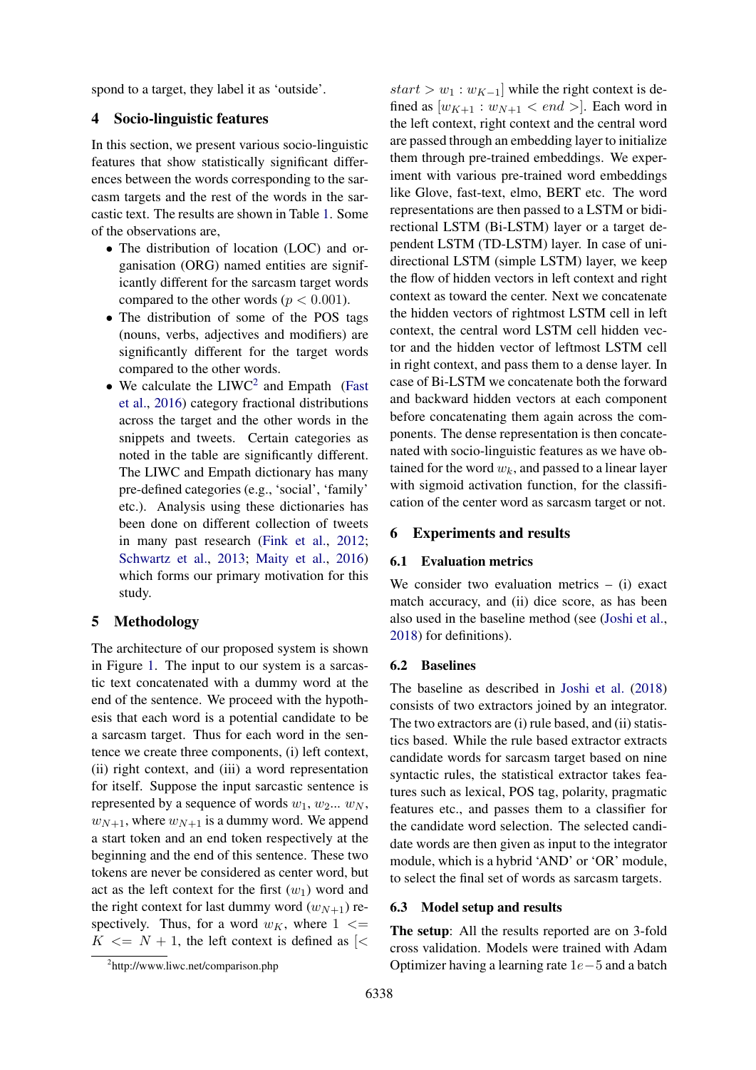spond to a target, they label it as 'outside'.

## 4 Socio-linguistic features

In this section, we present various socio-linguistic features that show statistically significant differences between the words corresponding to the sarcasm targets and the rest of the words in the sarcastic text. The results are shown in Table 1. Some of the observations are,

- The distribution of location (LOC) and organisation (ORG) named entities are significantly different for the sarcasm target words compared to the other words ($p < 0.001$).
- The distribution of some of the POS tags (nouns, verbs, adjectives and modifiers) are significantly different for the target words compared to the other words.
- We calculate the LIWC[2] and Empath (Fast et al., 2016) category fractional distributions across the target and the other words in the snippets and tweets. Certain categories as noted in the table are significantly different. The LIWC and Empath dictionary has many pre-defined categories (e.g., 'social', 'family' etc.). Analysis using these dictionaries has been done on different collection of tweets in many past research (Fink et al., 2012; Schwartz et al., 2013; Maity et al., 2016) which forms our primary motivation for this study.

[2]http://www.liwc.net/comparison.php

## 5 Methodology

The architecture of our proposed system is shown in Figure 1. The input to our system is a sarcastic text concatenated with a dummy word at the end of the sentence. We proceed with the hypothesis that each word is a potential candidate to be a sarcasm target. Thus for each word in the sentence we create three components, (i) left context, (ii) right context, and (iii) a word representation for itself. Suppose the input sarcastic sentence is represented by a sequence of words $w_1, w_2 ... w_N, w_{N+1}$, where $w_{N+1}$ is a dummy word. We append a start token and an end token respectively at the beginning and the end of this sentence. These two tokens are never be considered as center word, but act as the left context for the first ($w_1$) word and the right context for last dummy word ($w_{N+1}$) respectively. Thus, for a word $w_K$, where $1 <= K <= N + 1$, the left context is defined as $[< start > w_1 : w_{K-1}]$ while the right context is defined as $[w_{K+1} : w_{N+1} < end >]$. Each word in the left context, right context and the central word are passed through an embedding layer to initialize them through pre-trained embeddings. We experiment with various pre-trained word embeddings like Glove, fast-text, elmo, BERT etc. The word representations are then passed to a LSTM or bidirectional LSTM (Bi-LSTM) layer or a target dependent LSTM (TD-LSTM) layer. In case of unidirectional LSTM (simple LSTM) layer, we keep the flow of hidden vectors in left context and right context as toward the center. Next we concatenate the hidden vectors of rightmost LSTM cell in left context, the central word LSTM cell hidden vector and the hidden vector of leftmost LSTM cell in right context, and pass them to a dense layer. In case of Bi-LSTM we concatenate both the forward and backward hidden vectors at each component before concatenating them again across the components. The dense representation is then concatenated with socio-linguistic features as we have obtained for the word $w_k$, and passed to a linear layer with sigmoid activation function, for the classification of the center word as sarcasm target or not.

## 6 Experiments and results

### 6.1 Evaluation metrics

We consider two evaluation metrics – (i) exact match accuracy, and (ii) dice score, as has been also used in the baseline method (see (Joshi et al., 2018) for definitions).

### 6.2 Baselines

The baseline as described in Joshi et al. (2018) consists of two extractors joined by an integrator. The two extractors are (i) rule based, and (ii) statistics based. While the rule based extractor extracts candidate words for sarcasm target based on nine syntactic rules, the statistical extractor takes features such as lexical, POS tag, polarity, pragmatic features etc., and passes them to a classifier for the candidate word selection. The selected candidate words are then given as input to the integrator module, which is a hybrid 'AND' or 'OR' module, to select the final set of words as sarcasm targets.

### 6.3 Model setup and results

**The setup**: All the results reported are on 3-fold cross validation. Models were trained with Adam Optimizer having a learning rate $1e-5$ and a batch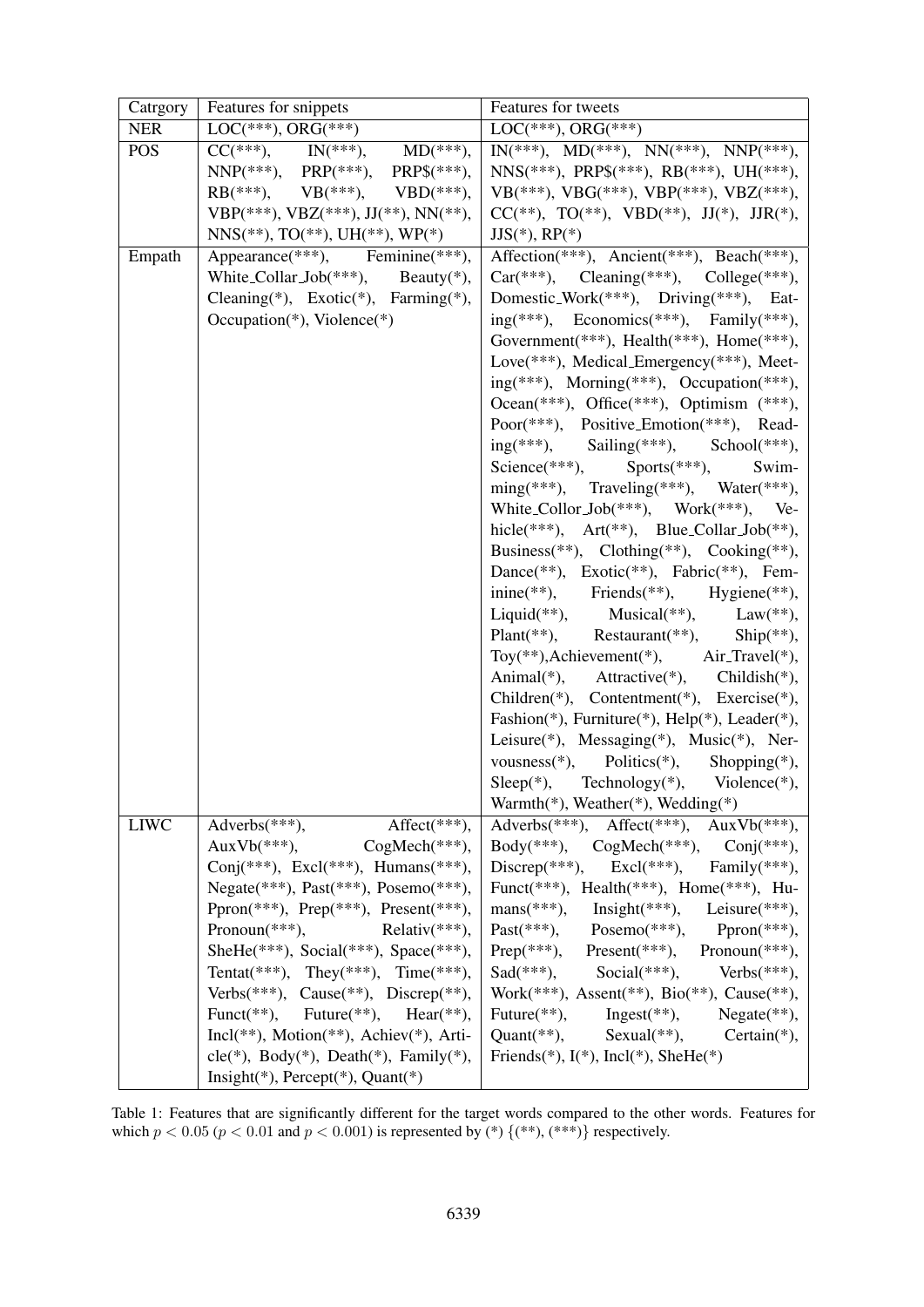| Catrgory | Features for snippets | Features for tweets |
|---|---|---|
| NER | LOC(***), ORG(***) | LOC(***), ORG(***) |
| POS | CC(***), IN(***), MD(***), NNP(***), PRP(***), PRP$(***), RB(***), VB(***), VBD(***), VBP(***), VBZ(***), JJ(**), NN(**), NNS(**), TO(**), UH(**), WP(*) | IN(***), MD(***), NN(***), NNP(***), NNS(***), PRP$(***), RB(***), UH(***), VB(***), VBG(***), VBP(***), VBZ(***), CC(**), TO(**), VBD(**), JJ(*), JJR(*), JJS(*), RP(*) |
| Empath | Appearance(***), Feminine(***), White_Collar_Job(***), Beauty(*), Cleaning(*), Exotic(*), Farming(*), Occupation(*), Violence(*) | Affection(***), Ancient(***), Beach(***), Car(***), Cleaning(***), College(***), Domestic_Work(***), Driving(***), Eating(***), Economics(***), Family(***), Government(***), Health(***), Home(***), Love(***), Medical_Emergency(***), Meeting(***), Morning(***), Occupation(***), Ocean(***), Office(***), Optimism (***), Poor(***), Positive_Emotion(***), Reading(***), Sailing(***), School(***), Science(***), Sports(***), Swimming(***), Traveling(***), Water(***), White_Collor_Job(***), Work(***), Vehicle(***), Art(**), Blue_Collar_Job(**), Business(**), Clothing(**), Cooking(**), Dance(**), Exotic(**), Fabric(**), Feminine(**), Friends(**), Hygiene(**), Liquid(**), Musical(**), Law(**), Plant(**), Restaurant(**), Ship(**), Toy(**),Achievement(*), Air_Travel(*), Animal(*), Attractive(*), Childish(*), Children(*), Contentment(*), Exercise(*), Fashion(*), Furniture(*), Help(*), Leader(*), Leisure(*), Messaging(*), Music(*), Nervousness(*), Politics(*), Shopping(*), Sleep(*), Technology(*), Violence(*), Warmth(*), Weather(*), Wedding(*) |
| LIWC | Adverbs(***), Affect(***), AuxVb(***), CogMech(***), Conj(***), Excl(***), Humans(***), Negate(***), Past(***), Posemo(***), Ppron(***), Prep(***), Present(***), Pronoun(***), Relativ(***), SheHe(***), Social(***), Space(***), Tentat(***), They(***), Time(***), Verbs(***), Cause(**), Discrep(**), Funct(**), Future(**), Hear(**), Incl(**), Motion(**), Achiev(*), Article(*), Body(*), Death(*), Family(*), Insight(*), Percept(*), Quant(*) | Adverbs(***), Affect(***), AuxVb(***), Body(***), CogMech(***), Conj(***), Discrep(***), Excl(***), Family(***), Funct(***), Health(***), Home(***), Humans(***), Insight(***), Leisure(***), Past(***), Posemo(***), Ppron(***), Prep(***), Present(***), Pronoun(***), Sad(***), Social(***), Verbs(***), Work(***), Assent(**), Bio(**), Cause(**), Future(**), Ingest(**), Negate(**), Quant(**), Sexual(**), Certain(*), Friends(*), I(*), Incl(*), SheHe(*) |

Table 1: Features that are significantly different for the target words compared to the other words. Features for which $p < 0.05$ ($p < 0.01$ and $p < 0.001$) is represented by (*) {(**), (***)} respectively.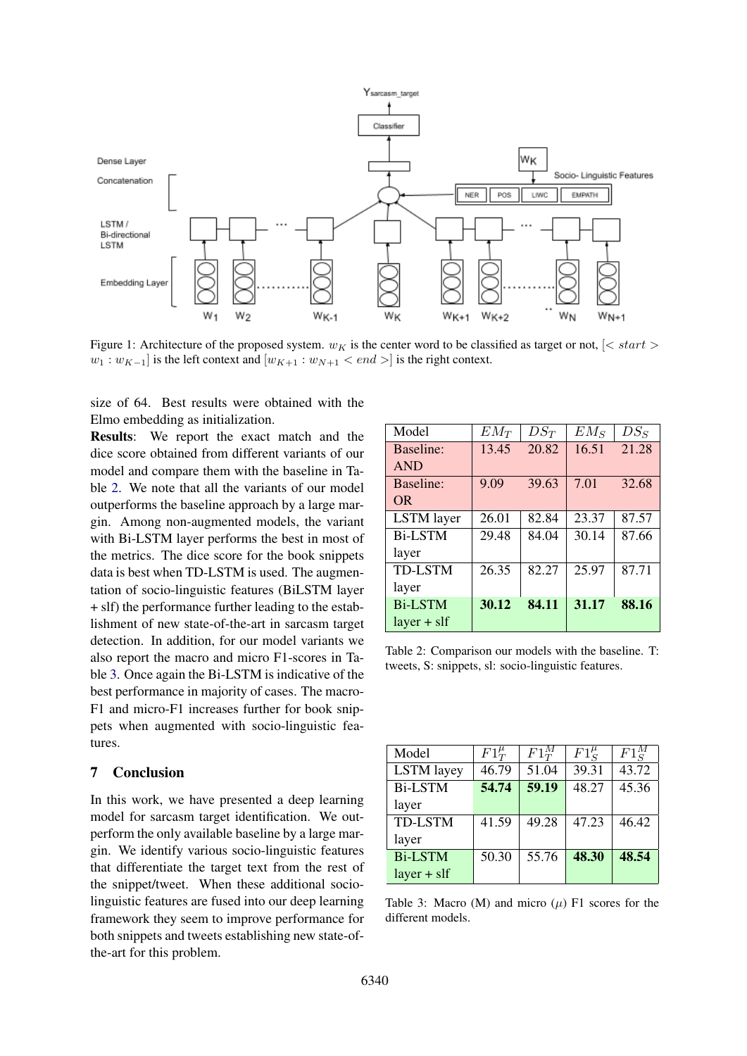Figure 1: Architecture of the proposed system. $w_K$ is the center word to be classified as target or not, $[< start > w_1 : w_{K-1}]$ is the left context and $[w_{K+1} : w_{N+1} < end >]$ is the right context.

size of 64. Best results were obtained with the Elmo embedding as initialization.

**Results**: We report the exact match and the dice score obtained from different variants of our model and compare them with the baseline in Table 2. We note that all the variants of our model outperforms the baseline approach by a large margin. Among non-augmented models, the variant with Bi-LSTM layer performs the best in most of the metrics. The dice score for the book snippets data is best when TD-LSTM is used. The augmentation of socio-linguistic features (BiLSTM layer + slf) the performance further leading to the establishment of new state-of-the-art in sarcasm target detection. In addition, for our model variants we also report the macro and micro F1-scores in Table 3. Once again the Bi-LSTM is indicative of the best performance in majority of cases. The macro-F1 and micro-F1 increases further for book snippets when augmented with socio-linguistic features.

| Model | $EM_T$ | $DS_T$ | $EM_S$ | $DS_S$ |
|---|---|---|---|---|
| Baseline: AND | 13.45 | 20.82 | 16.51 | 21.28 |
| Baseline: OR | 9.09 | 39.63 | 7.01 | 32.68 |
| LSTM layer | 26.01 | 82.84 | 23.37 | 87.57 |
| Bi-LSTM layer | 29.48 | 84.04 | 30.14 | 87.66 |
| TD-LSTM layer | 26.35 | 82.27 | 25.97 | 87.71 |
| Bi-LSTM layer + slf | **30.12** | **84.11** | **31.17** | **88.16** |

Table 2: Comparison our models with the baseline. T: tweets, S: snippets, slf: socio-linguistic features.

| Model | $F1_T^\mu$ | $F1_T^M$ | $F1_S^\mu$ | $F1_S^M$ |
|---|---|---|---|---|
| LSTM layey | 46.79 | 51.04 | 39.31 | 43.72 |
| Bi-LSTM layer | **54.74** | **59.19** | 48.27 | 45.36 |
| TD-LSTM layer | 41.59 | 49.28 | 47.23 | 46.42 |
| Bi-LSTM layer + slf | 50.30 | 55.76 | **48.30** | **48.54** |

Table 3: Macro (M) and micro ($\mu$) F1 scores for the different models.

## 7 Conclusion

In this work, we have presented a deep learning model for sarcasm target identification. We outperform the only available baseline by a large margin. We identify various socio-linguistic features that differentiate the target text from the rest of the snippet/tweet. When these additional socio-linguistic features are fused into our deep learning framework they seem to improve performance for both snippets and tweets establishing new state-of-the-art for this problem.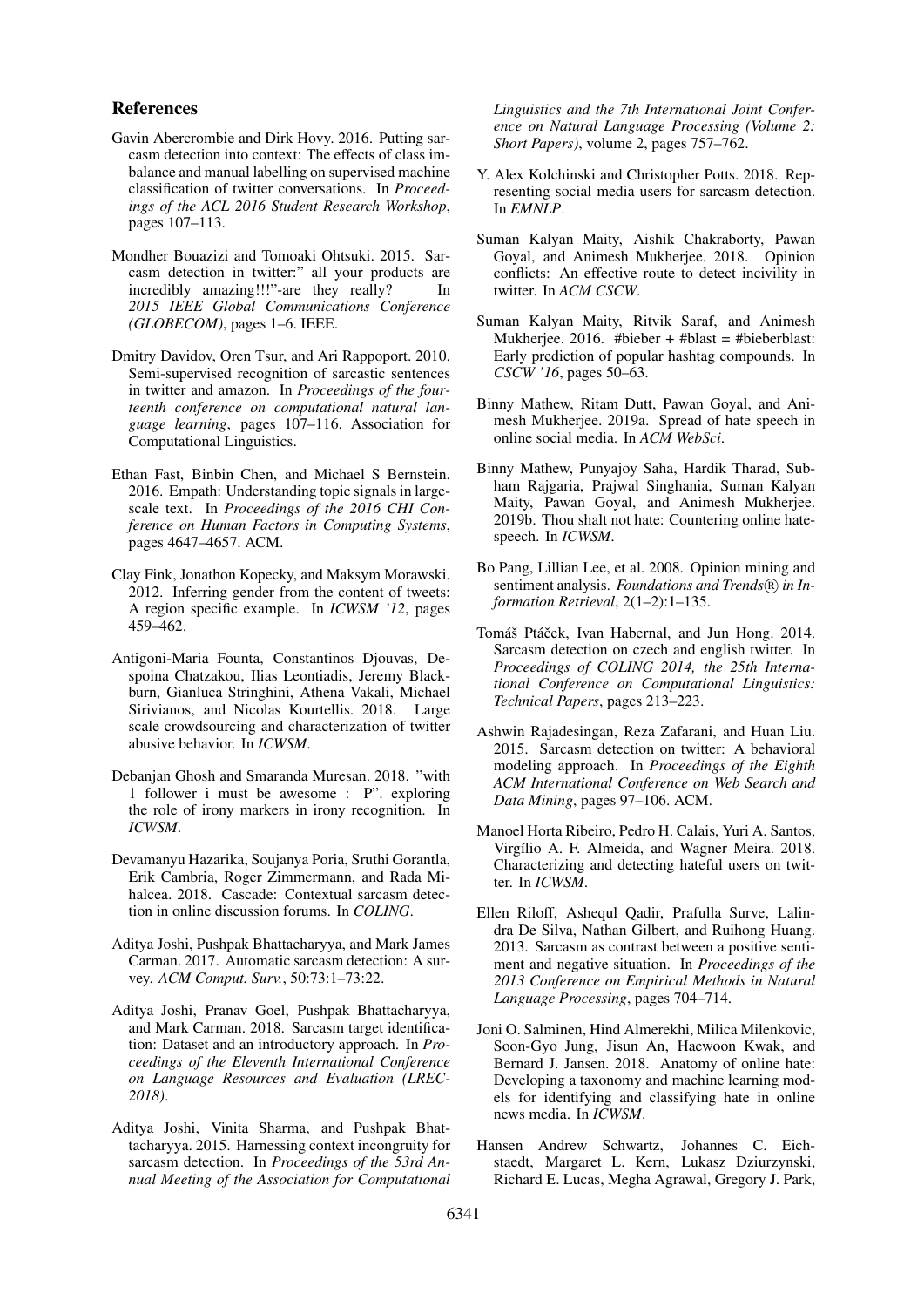## References

Gavin Abercrombie and Dirk Hovy. 2016. Putting sarcasm detection into context: The effects of class imbalance and manual labelling on supervised machine classification of twitter conversations. In *Proceedings of the ACL 2016 Student Research Workshop*, pages 107–113.

Mondher Bouazizi and Tomoaki Ohtsuki. 2015. Sarcasm detection in twitter:" all your products are incredibly amazing!!!"-are they really? In *2015 IEEE Global Communications Conference (GLOBECOM)*, pages 1–6. IEEE.

Dmitry Davidov, Oren Tsur, and Ari Rappoport. 2010. Semi-supervised recognition of sarcastic sentences in twitter and amazon. In *Proceedings of the fourteenth conference on computational natural language learning*, pages 107–116. Association for Computational Linguistics.

Ethan Fast, Binbin Chen, and Michael S Bernstein. 2016. Empath: Understanding topic signals in large-scale text. In *Proceedings of the 2016 CHI Conference on Human Factors in Computing Systems*, pages 4647–4657. ACM.

Clay Fink, Jonathon Kopecky, and Maksym Morawski. 2012. Inferring gender from the content of tweets: A region specific example. In *ICWSM '12*, pages 459–462.

Antigoni-Maria Founta, Constantinos Djouvas, Despoina Chatzakou, Ilias Leontiadis, Jeremy Blackburn, Gianluca Stringhini, Athena Vakali, Michael Sirivianos, and Nicolas Kourtellis. 2018. Large scale crowdsourcing and characterization of twitter abusive behavior. In *ICWSM*.

Debanjan Ghosh and Smaranda Muresan. 2018. "with 1 follower i must be awesome : P". exploring the role of irony markers in irony recognition. In *ICWSM*.

Devamanyu Hazarika, Soujanya Poria, Sruthi Gorantla, Erik Cambria, Roger Zimmermann, and Rada Mihalcea. 2018. Cascade: Contextual sarcasm detection in online discussion forums. In *COLING*.

Aditya Joshi, Pushpak Bhattacharyya, and Mark James Carman. 2017. Automatic sarcasm detection: A survey. *ACM Comput. Surv.*, 50:73:1–73:22.

Aditya Joshi, Pranav Goel, Pushpak Bhattacharyya, and Mark Carman. 2018. Sarcasm target identification: Dataset and an introductory approach. In *Proceedings of the Eleventh International Conference on Language Resources and Evaluation (LREC-2018)*.

Aditya Joshi, Vinita Sharma, and Pushpak Bhattacharyya. 2015. Harnessing context incongruity for sarcasm detection. In *Proceedings of the 53rd Annual Meeting of the Association for Computational Linguistics and the 7th International Joint Conference on Natural Language Processing (Volume 2: Short Papers)*, volume 2, pages 757–762.

Y. Alex Kolchinski and Christopher Potts. 2018. Representing social media users for sarcasm detection. In *EMNLP*.

Suman Kalyan Maity, Aishik Chakraborty, Pawan Goyal, and Animesh Mukherjee. 2018. Opinion conflicts: An effective route to detect incivility in twitter. In *ACM CSCW*.

Suman Kalyan Maity, Ritvik Saraf, and Animesh Mukherjee. 2016. #bieber + #blast = #bieberblast: Early prediction of popular hashtag compounds. In *CSCW '16*, pages 50–63.

Binny Mathew, Ritam Dutt, Pawan Goyal, and Animesh Mukherjee. 2019a. Spread of hate speech in online social media. In *ACM WebSci*.

Binny Mathew, Punyajoy Saha, Hardik Tharad, Subham Rajgaria, Prajwal Singhania, Suman Kalyan Maity, Pawan Goyal, and Animesh Mukherjee. 2019b. Thou shalt not hate: Countering online hate-speech. In *ICWSM*.

Bo Pang, Lillian Lee, et al. 2008. Opinion mining and sentiment analysis. *Foundations and Trends® in Information Retrieval*, 2(1–2):1–135.

Tomáš Ptáček, Ivan Habernal, and Jun Hong. 2014. Sarcasm detection on czech and english twitter. In *Proceedings of COLING 2014, the 25th International Conference on Computational Linguistics: Technical Papers*, pages 213–223.

Ashwin Rajadesingan, Reza Zafarani, and Huan Liu. 2015. Sarcasm detection on twitter: A behavioral modeling approach. In *Proceedings of the Eighth ACM International Conference on Web Search and Data Mining*, pages 97–106. ACM.

Manoel Horta Ribeiro, Pedro H. Calais, Yuri A. Santos, Virgílio A. F. Almeida, and Wagner Meira. 2018. Characterizing and detecting hateful users on twitter. In *ICWSM*.

Ellen Riloff, Ashequl Qadir, Prafulla Surve, Lalindra De Silva, Nathan Gilbert, and Ruihong Huang. 2013. Sarcasm as contrast between a positive sentiment and negative situation. In *Proceedings of the 2013 Conference on Empirical Methods in Natural Language Processing*, pages 704–714.

Joni O. Salminen, Hind Almerekhi, Milica Milenkovic, Soon-Gyo Jung, Jisun An, Haewoon Kwak, and Bernard J. Jansen. 2018. Anatomy of online hate: Developing a taxonomy and machine learning models for identifying and classifying hate in online news media. In *ICWSM*.

Hansen Andrew Schwartz, Johannes C. Eichstaedt, Margaret L. Kern, Lukasz Dziurzynski, Richard E. Lucas, Megha Agrawal, Gregory J. Park,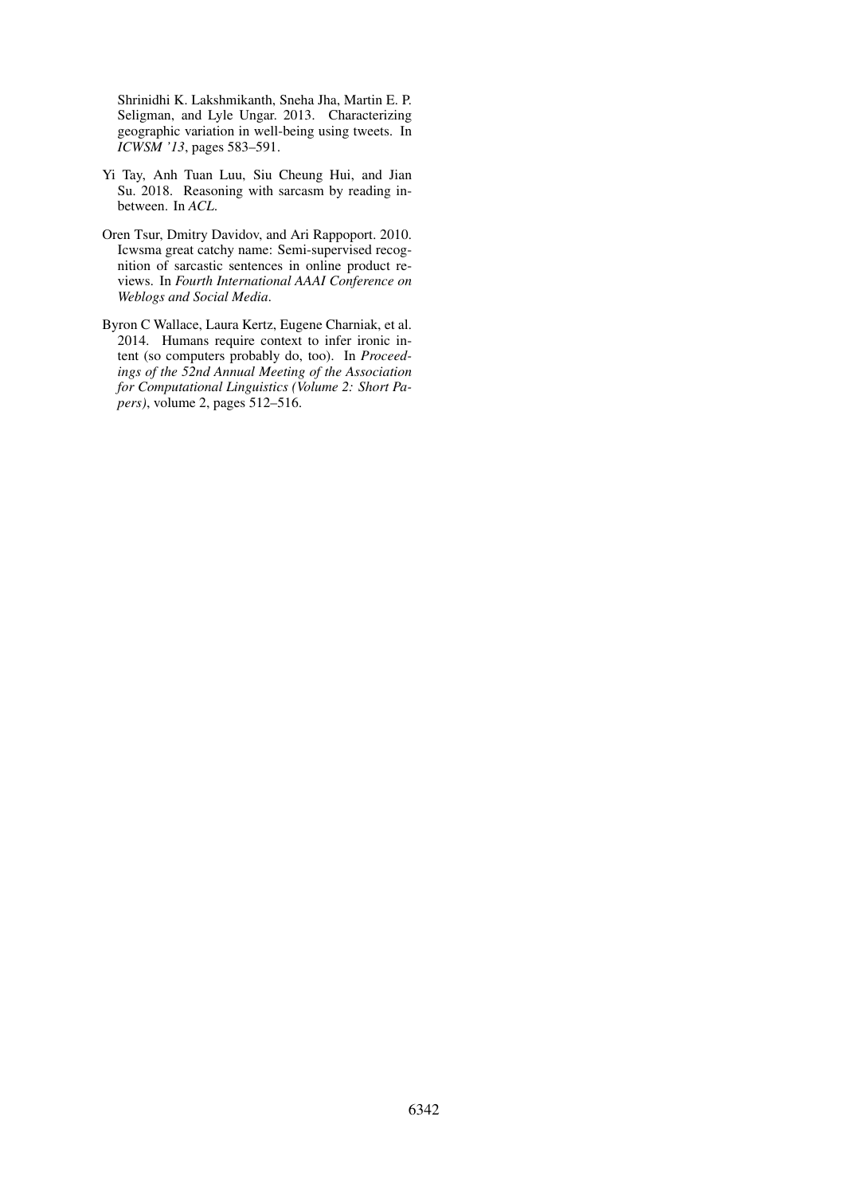Shrinidhi K. Lakshmikanth, Sneha Jha, Martin E. P. Seligman, and Lyle Ungar. 2013. Characterizing geographic variation in well-being using tweets. In *ICWSM '13*, pages 583–591.

Yi Tay, Anh Tuan Luu, Siu Cheung Hui, and Jian Su. 2018. Reasoning with sarcasm by reading in-between. In *ACL*.

Oren Tsur, Dmitry Davidov, and Ari Rappoport. 2010. Icwsma great catchy name: Semi-supervised recognition of sarcastic sentences in online product reviews. In *Fourth International AAAI Conference on Weblogs and Social Media*.

Byron C Wallace, Laura Kertz, Eugene Charniak, et al. 2014. Humans require context to infer ironic intent (so computers probably do, too). In *Proceedings of the 52nd Annual Meeting of the Association for Computational Linguistics (Volume 2: Short Papers)*, volume 2, pages 512–516.